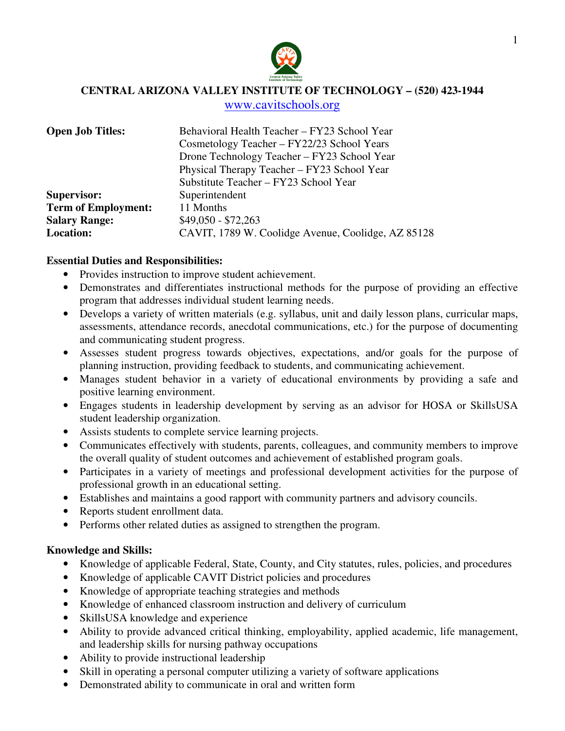# CENTRAL ARIZONA VALLEY INSTITUTE OF TECHNOLOGY – (520) 423-1944

www.cavitschools.org

| | |
|---|---|
| **Open Job Titles:** | Behavioral Health Teacher – FY23 School Year<br>Cosmetology Teacher – FY22/23 School Years<br>Drone Technology Teacher – FY23 School Year<br>Physical Therapy Teacher – FY23 School Year<br>Substitute Teacher – FY23 School Year |
| **Supervisor:** | Superintendent |
| **Term of Employment:** | 11 Months |
| **Salary Range:** | $49,050 - $72,263 |
| **Location:** | CAVIT, 1789 W. Coolidge Avenue, Coolidge, AZ 85128 |

**Essential Duties and Responsibilities:**

- Provides instruction to improve student achievement.
- Demonstrates and differentiates instructional methods for the purpose of providing an effective program that addresses individual student learning needs.
- Develops a variety of written materials (e.g. syllabus, unit and daily lesson plans, curricular maps, assessments, attendance records, anecdotal communications, etc.) for the purpose of documenting and communicating student progress.
- Assesses student progress towards objectives, expectations, and/or goals for the purpose of planning instruction, providing feedback to students, and communicating achievement.
- Manages student behavior in a variety of educational environments by providing a safe and positive learning environment.
- Engages students in leadership development by serving as an advisor for HOSA or SkillsUSA student leadership organization.
- Assists students to complete service learning projects.
- Communicates effectively with students, parents, colleagues, and community members to improve the overall quality of student outcomes and achievement of established program goals.
- Participates in a variety of meetings and professional development activities for the purpose of professional growth in an educational setting.
- Establishes and maintains a good rapport with community partners and advisory councils.
- Reports student enrollment data.
- Performs other related duties as assigned to strengthen the program.

**Knowledge and Skills:**

- Knowledge of applicable Federal, State, County, and City statutes, rules, policies, and procedures
- Knowledge of applicable CAVIT District policies and procedures
- Knowledge of appropriate teaching strategies and methods
- Knowledge of enhanced classroom instruction and delivery of curriculum
- SkillsUSA knowledge and experience
- Ability to provide advanced critical thinking, employability, applied academic, life management, and leadership skills for nursing pathway occupations
- Ability to provide instructional leadership
- Skill in operating a personal computer utilizing a variety of software applications
- Demonstrated ability to communicate in oral and written form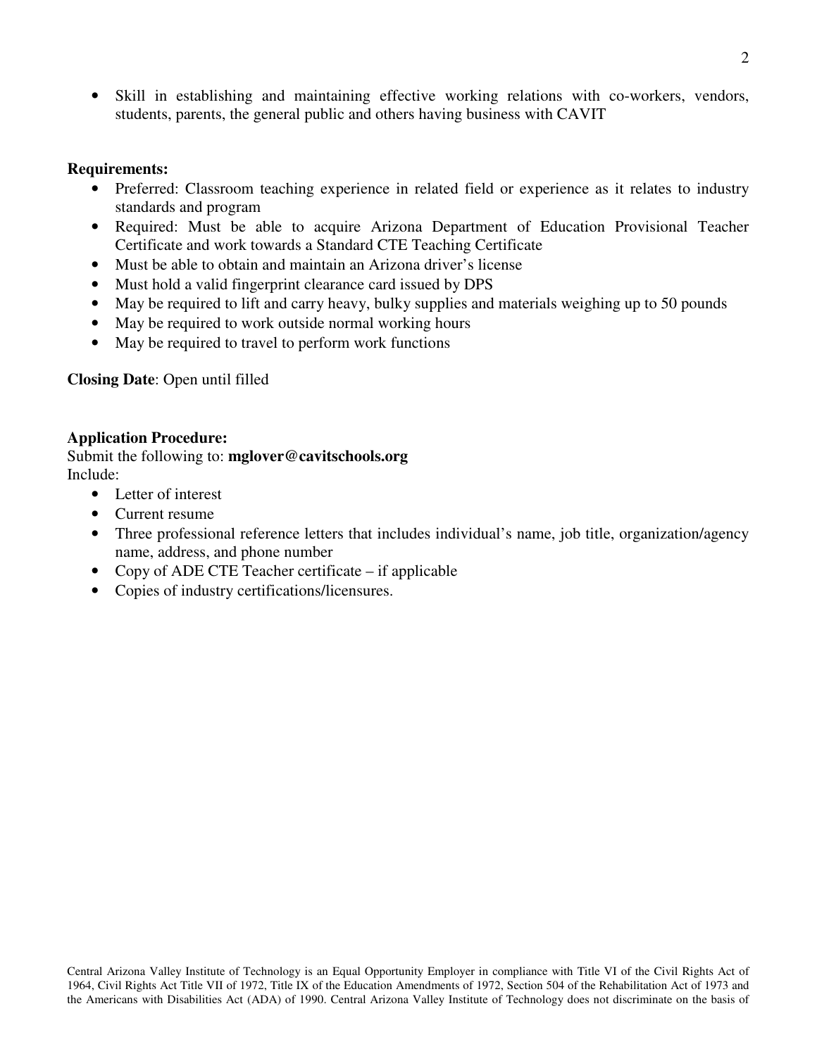- Skill in establishing and maintaining effective working relations with co-workers, vendors, students, parents, the general public and others having business with CAVIT

**Requirements:**

- Preferred: Classroom teaching experience in related field or experience as it relates to industry standards and program
- Required: Must be able to acquire Arizona Department of Education Provisional Teacher Certificate and work towards a Standard CTE Teaching Certificate
- Must be able to obtain and maintain an Arizona driver's license
- Must hold a valid fingerprint clearance card issued by DPS
- May be required to lift and carry heavy, bulky supplies and materials weighing up to 50 pounds
- May be required to work outside normal working hours
- May be required to travel to perform work functions

**Closing Date**: Open until filled

**Application Procedure:**

Submit the following to: **mglover@cavitschools.org**

Include:

- Letter of interest
- Current resume
- Three professional reference letters that includes individual's name, job title, organization/agency name, address, and phone number
- Copy of ADE CTE Teacher certificate – if applicable
- Copies of industry certifications/licensures.

Central Arizona Valley Institute of Technology is an Equal Opportunity Employer in compliance with Title VI of the Civil Rights Act of 1964, Civil Rights Act Title VII of 1972, Title IX of the Education Amendments of 1972, Section 504 of the Rehabilitation Act of 1973 and the Americans with Disabilities Act (ADA) of 1990. Central Arizona Valley Institute of Technology does not discriminate on the basis of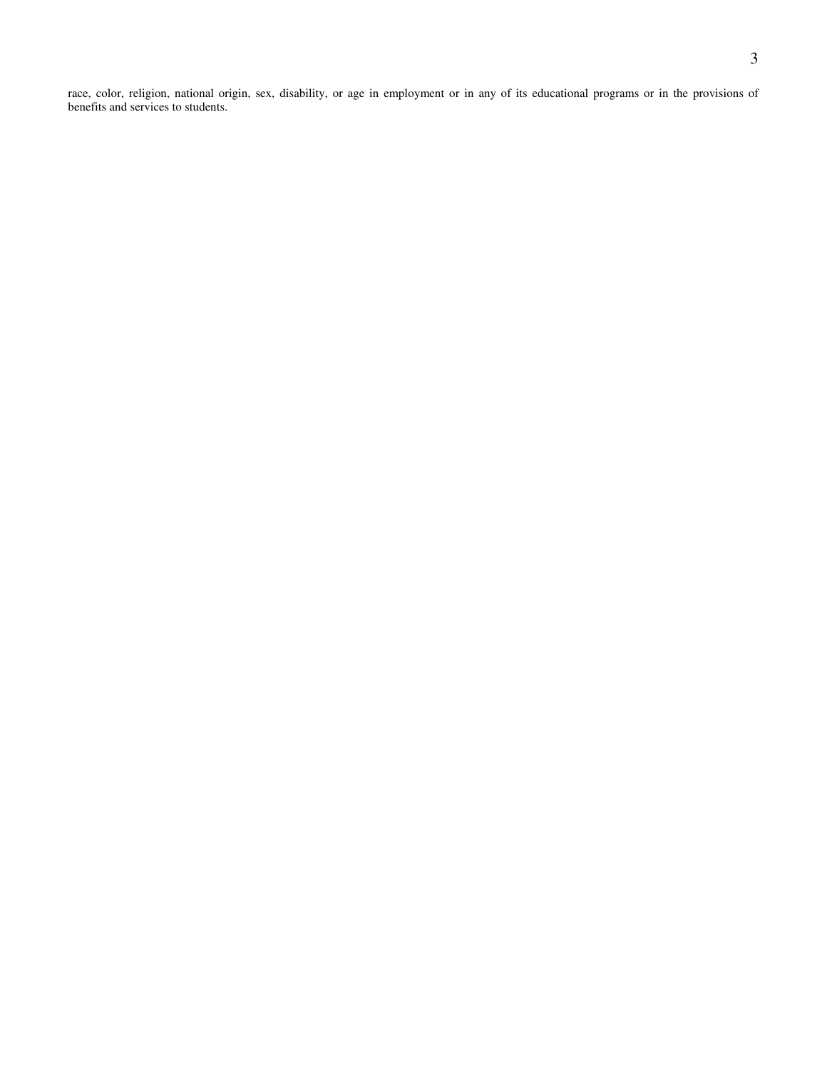race, color, religion, national origin, sex, disability, or age in employment or in any of its educational programs or in the provisions of benefits and services to students.